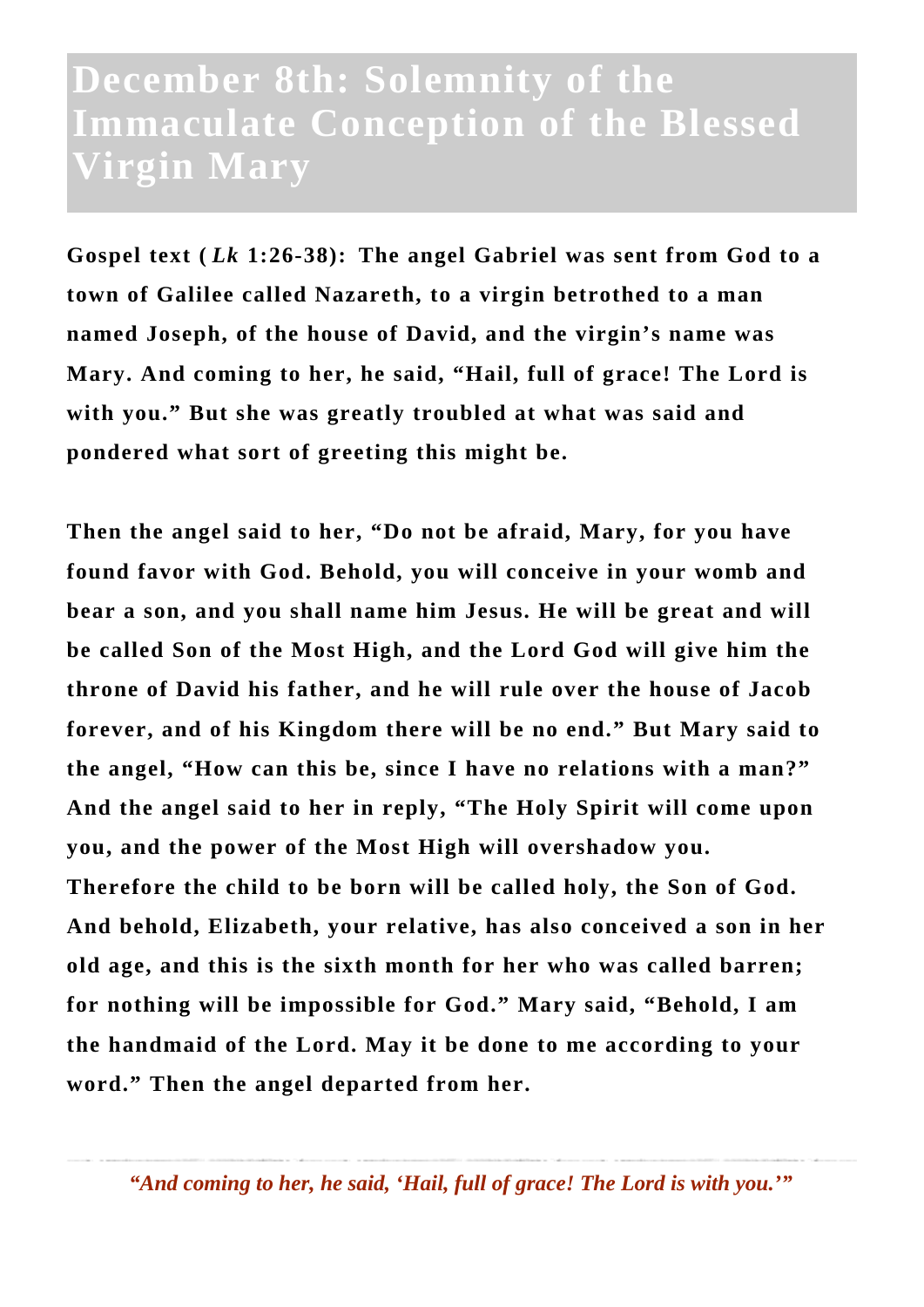# December 8th: Solemnity of the Immaculate Conception of the Blessed Virgin Mary

**Gospel text (*Lk* 1:26-38): The angel Gabriel was sent from God to a town of Galilee called Nazareth, to a virgin betrothed to a man named Joseph, of the house of David, and the virgin's name was Mary. And coming to her, he said, "Hail, full of grace! The Lord is with you." But she was greatly troubled at what was said and pondered what sort of greeting this might be.**

**Then the angel said to her, "Do not be afraid, Mary, for you have found favor with God. Behold, you will conceive in your womb and bear a son, and you shall name him Jesus. He will be great and will be called Son of the Most High, and the Lord God will give him the throne of David his father, and he will rule over the house of Jacob forever, and of his Kingdom there will be no end." But Mary said to the angel, "How can this be, since I have no relations with a man?" And the angel said to her in reply, "The Holy Spirit will come upon you, and the power of the Most High will overshadow you. Therefore the child to be born will be called holy, the Son of God. And behold, Elizabeth, your relative, has also conceived a son in her old age, and this is the sixth month for her who was called barren; for nothing will be impossible for God." Mary said, "Behold, I am the handmaid of the Lord. May it be done to me according to your word." Then the angel departed from her.**

---

*"And coming to her, he said, 'Hail, full of grace! The Lord is with you.'"*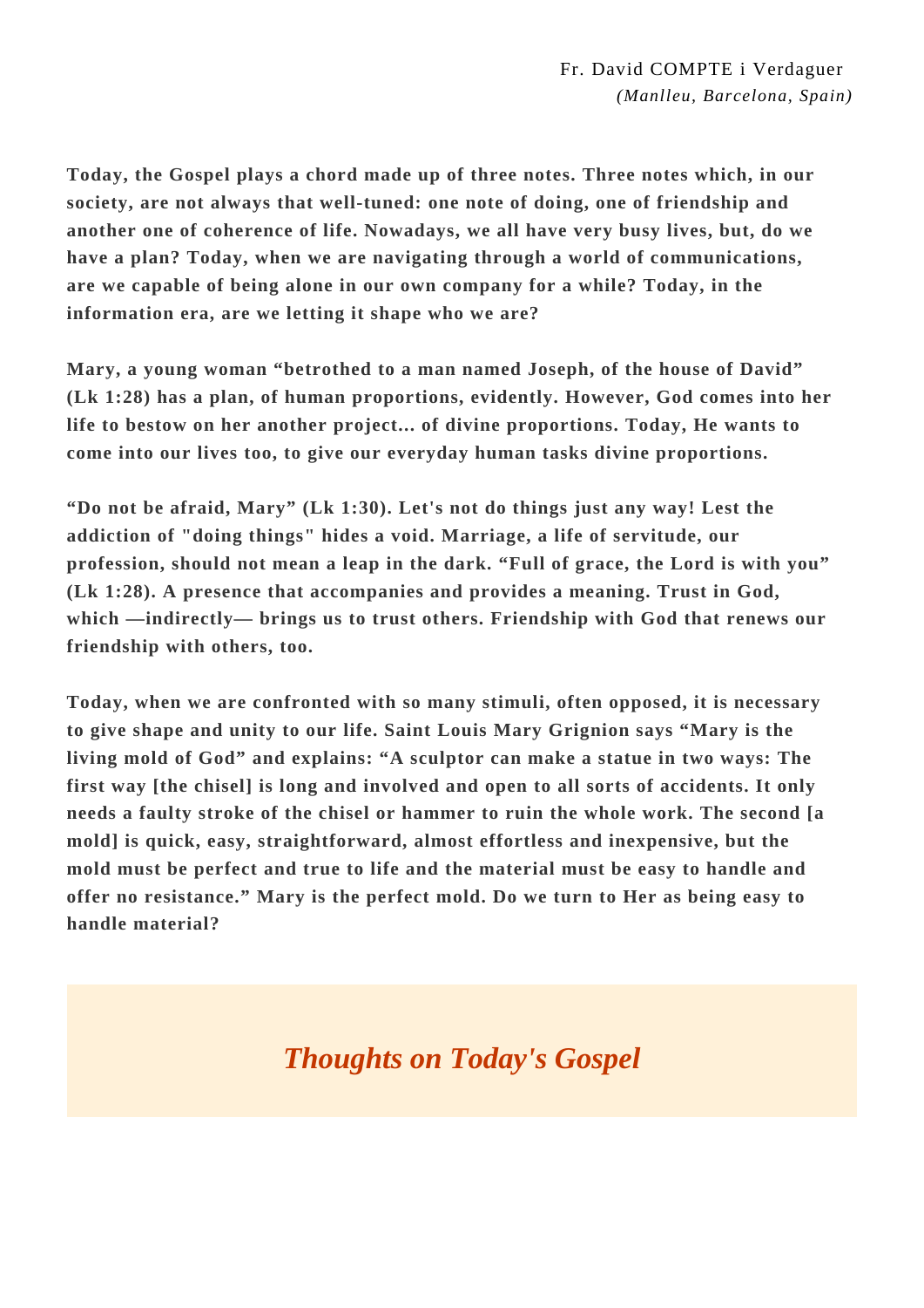Fr. David COMPTE i Verdaguer
*(Manlleu, Barcelona, Spain)*

**Today, the Gospel plays a chord made up of three notes. Three notes which, in our society, are not always that well-tuned: one note of doing, one of friendship and another one of coherence of life. Nowadays, we all have very busy lives, but, do we have a plan? Today, when we are navigating through a world of communications, are we capable of being alone in our own company for a while? Today, in the information era, are we letting it shape who we are?**

**Mary, a young woman “betrothed to a man named Joseph, of the house of David” (Lk 1:28) has a plan, of human proportions, evidently. However, God comes into her life to bestow on her another project... of divine proportions. Today, He wants to come into our lives too, to give our everyday human tasks divine proportions.**

**“Do not be afraid, Mary” (Lk 1:30). Let's not do things just any way! Lest the addiction of "doing things" hides a void. Marriage, a life of servitude, our profession, should not mean a leap in the dark. “Full of grace, the Lord is with you” (Lk 1:28). A presence that accompanies and provides a meaning. Trust in God, which —indirectly— brings us to trust others. Friendship with God that renews our friendship with others, too.**

**Today, when we are confronted with so many stimuli, often opposed, it is necessary to give shape and unity to our life. Saint Louis Mary Grignion says “Mary is the living mold of God” and explains: “A sculptor can make a statue in two ways: The first way [the chisel] is long and involved and open to all sorts of accidents. It only needs a faulty stroke of the chisel or hammer to ruin the whole work. The second [a mold] is quick, easy, straightforward, almost effortless and inexpensive, but the mold must be perfect and true to life and the material must be easy to handle and offer no resistance.” Mary is the perfect mold. Do we turn to Her as being easy to handle material?**

## *Thoughts on Today's Gospel*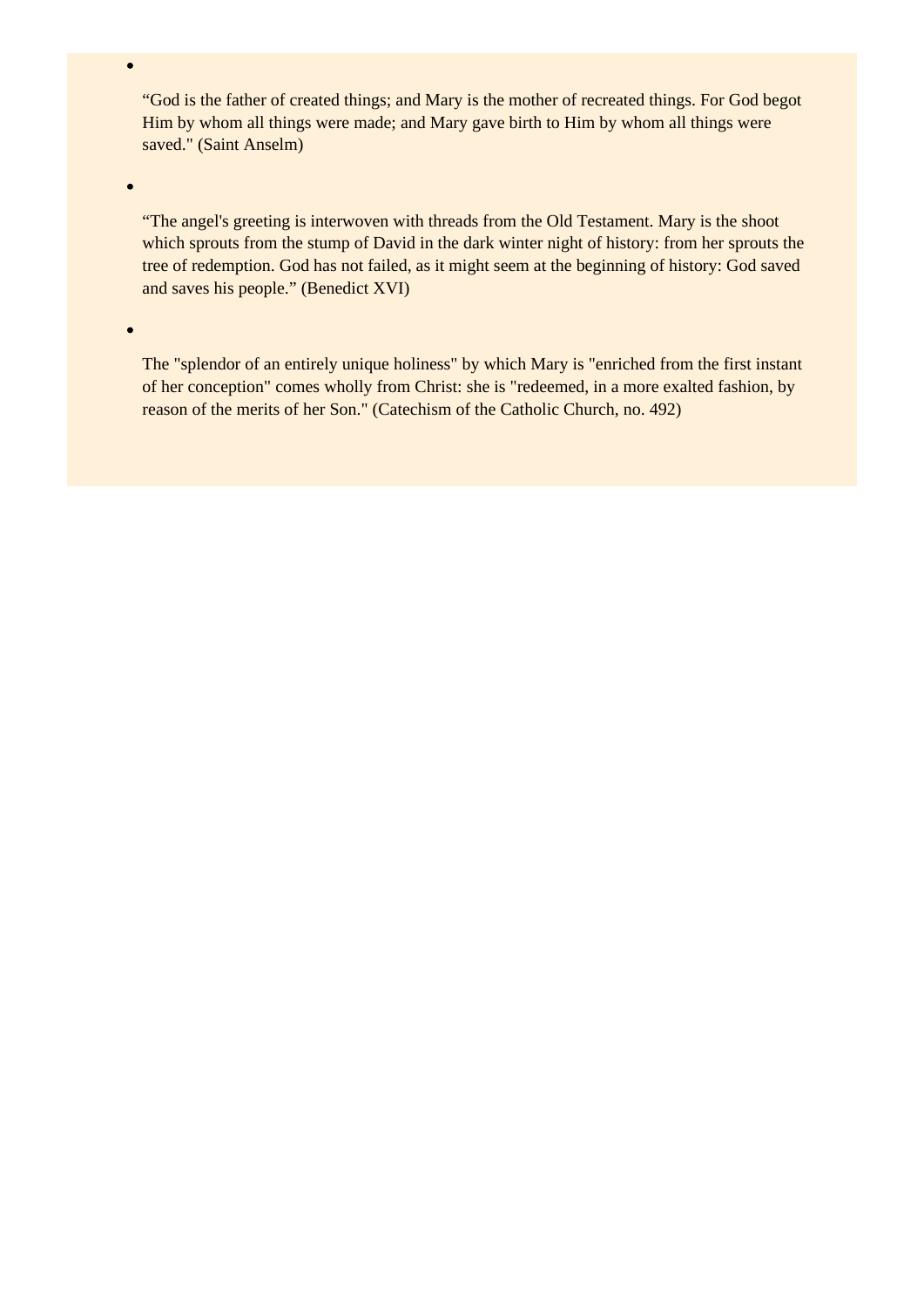- “God is the father of created things; and Mary is the mother of recreated things. For God begot Him by whom all things were made; and Mary gave birth to Him by whom all things were saved." (Saint Anselm)

- “The angel's greeting is interwoven with threads from the Old Testament. Mary is the shoot which sprouts from the stump of David in the dark winter night of history: from her sprouts the tree of redemption. God has not failed, as it might seem at the beginning of history: God saved and saves his people.” (Benedict XVI)

- The "splendor of an entirely unique holiness" by which Mary is "enriched from the first instant of her conception" comes wholly from Christ: she is "redeemed, in a more exalted fashion, by reason of the merits of her Son." (Catechism of the Catholic Church, no. 492)